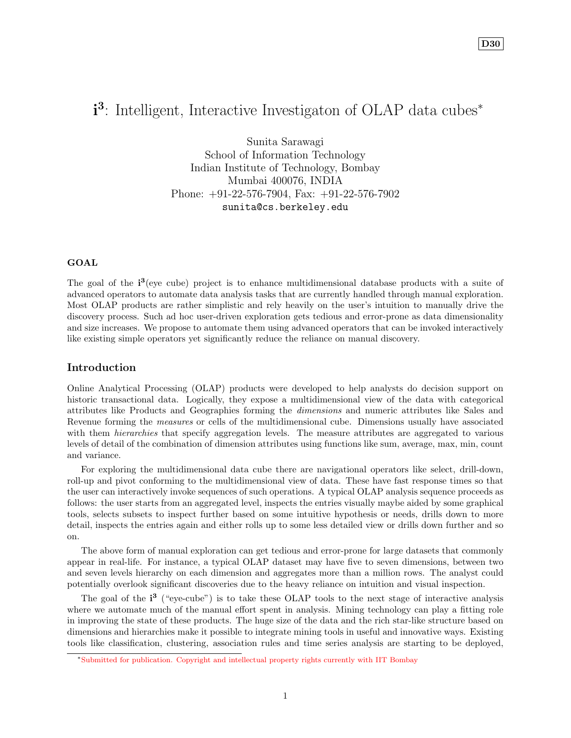D30

# $\mathbf{i^3}$: Intelligent, Interactive Investigaton of OLAP data cubes*

Sunita Sarawagi
School of Information Technology
Indian Institute of Technology, Bombay
Mumbai 400076, INDIA
Phone: +91-22-576-7904, Fax: +91-22-576-7902
`sunita@cs.berkeley.edu`

### GOAL

The goal of the $\mathbf{i^3}$(eye cube) project is to enhance multidimensional database products with a suite of advanced operators to automate data analysis tasks that are currently handled through manual exploration. Most OLAP products are rather simplistic and rely heavily on the user's intuition to manually drive the discovery process. Such ad hoc user-driven exploration gets tedious and error-prone as data dimensionality and size increases. We propose to automate them using advanced operators that can be invoked interactively like existing simple operators yet significantly reduce the reliance on manual discovery.

## Introduction

Online Analytical Processing (OLAP) products were developed to help analysts do decision support on historic transactional data. Logically, they expose a multidimensional view of the data with categorical attributes like Products and Geographies forming the *dimensions* and numeric attributes like Sales and Revenue forming the *measures* or cells of the multidimensional cube. Dimensions usually have associated with them *hierarchies* that specify aggregation levels. The measure attributes are aggregated to various levels of detail of the combination of dimension attributes using functions like sum, average, max, min, count and variance.

For exploring the multidimensional data cube there are navigational operators like select, drill-down, roll-up and pivot conforming to the multidimensional view of data. These have fast response times so that the user can interactively invoke sequences of such operations. A typical OLAP analysis sequence proceeds as follows: the user starts from an aggregated level, inspects the entries visually maybe aided by some graphical tools, selects subsets to inspect further based on some intuitive hypothesis or needs, drills down to more detail, inspects the entries again and either rolls up to some less detailed view or drills down further and so on.

The above form of manual exploration can get tedious and error-prone for large datasets that commonly appear in real-life. For instance, a typical OLAP dataset may have five to seven dimensions, between two and seven levels hierarchy on each dimension and aggregates more than a million rows. The analyst could potentially overlook significant discoveries due to the heavy reliance on intuition and visual inspection.

The goal of the $\mathbf{i^3}$ ("eye-cube") is to take these OLAP tools to the next stage of interactive analysis where we automate much of the manual effort spent in analysis. Mining technology can play a fitting role in improving the state of these products. The huge size of the data and the rich star-like structure based on dimensions and hierarchies make it possible to integrate mining tools in useful and innovative ways. Existing tools like classification, clustering, association rules and time series analysis are starting to be deployed,

*Submitted for publication. Copyright and intellectual property rights currently with IIT Bombay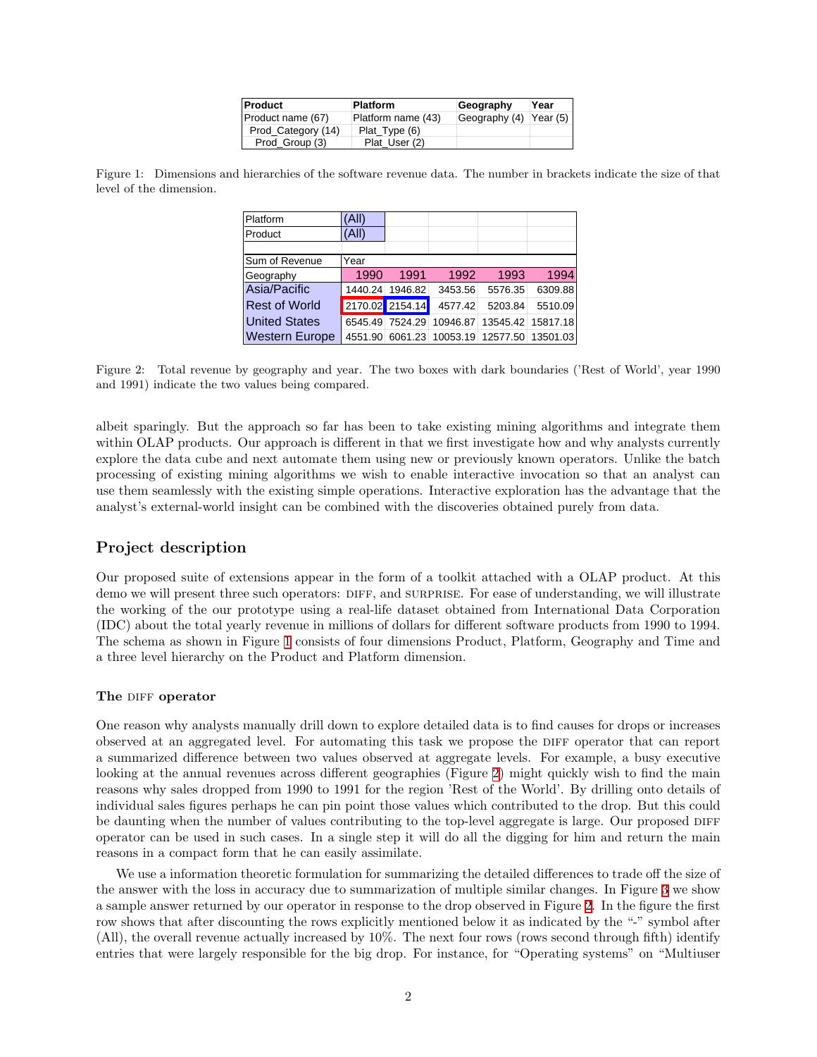| Product | Platform | Geography | Year |
|---|---|---|---|
| Product name (67) | Platform name (43) | Geography (4) | Year (5) |
| Prod_Category (14) | Plat_Type (6) | | |
| Prod_Group (3) | Plat_User (2) | | |

Figure 1: Dimensions and hierarchies of the software revenue data. The number in brackets indicate the size of that level of the dimension.

| Platform | (All) | | | | |
|---|---|---|---|---|---|
| Product | (All) | | | | |
| | | | | | |
| Sum of Revenue | Year | | | | |
| Geography | 1990 | 1991 | 1992 | 1993 | 1994 |
| Asia/Pacific | 1440.24 | 1946.82 | 3453.56 | 5576.35 | 6309.88 |
| Rest of World | 2170.02 | 2154.14 | 4577.42 | 5203.84 | 5510.09 |
| United States | 6545.49 | 7524.29 | 10946.87 | 13545.42 | 15817.18 |
| Western Europe | 4551.90 | 6061.23 | 10053.19 | 12577.50 | 13501.03 |

Figure 2: Total revenue by geography and year. The two boxes with dark boundaries ('Rest of World', year 1990 and 1991) indicate the two values being compared.

albeit sparingly. But the approach so far has been to take existing mining algorithms and integrate them within OLAP products. Our approach is different in that we first investigate how and why analysts currently explore the data cube and next automate them using new or previously known operators. Unlike the batch processing of existing mining algorithms we wish to enable interactive invocation so that an analyst can use them seamlessly with the existing simple operations. Interactive exploration has the advantage that the analyst's external-world insight can be combined with the discoveries obtained purely from data.

## Project description

Our proposed suite of extensions appear in the form of a toolkit attached with a OLAP product. At this demo we will present three such operators: DIFF, and SURPRISE. For ease of understanding, we will illustrate the working of the our prototype using a real-life dataset obtained from International Data Corporation (IDC) about the total yearly revenue in millions of dollars for different software products from 1990 to 1994. The schema as shown in Figure 1 consists of four dimensions Product, Platform, Geography and Time and a three level hierarchy on the Product and Platform dimension.

### The DIFF operator

One reason why analysts manually drill down to explore detailed data is to find causes for drops or increases observed at an aggregated level. For automating this task we propose the DIFF operator that can report a summarized difference between two values observed at aggregate levels. For example, a busy executive looking at the annual revenues across different geographies (Figure 2) might quickly wish to find the main reasons why sales dropped from 1990 to 1991 for the region 'Rest of the World'. By drilling onto details of individual sales figures perhaps he can pin point those values which contributed to the drop. But this could be daunting when the number of values contributing to the top-level aggregate is large. Our proposed DIFF operator can be used in such cases. In a single step it will do all the digging for him and return the main reasons in a compact form that he can easily assimilate.

We use a information theoretic formulation for summarizing the detailed differences to trade off the size of the answer with the loss in accuracy due to summarization of multiple similar changes. In Figure 3 we show a sample answer returned by our operator in response to the drop observed in Figure 2. In the figure the first row shows that after discounting the rows explicitly mentioned below it as indicated by the "-" symbol after (All), the overall revenue actually increased by 10%. The next four rows (rows second through fifth) identify entries that were largely responsible for the big drop. For instance, for "Operating systems" on "Multiuser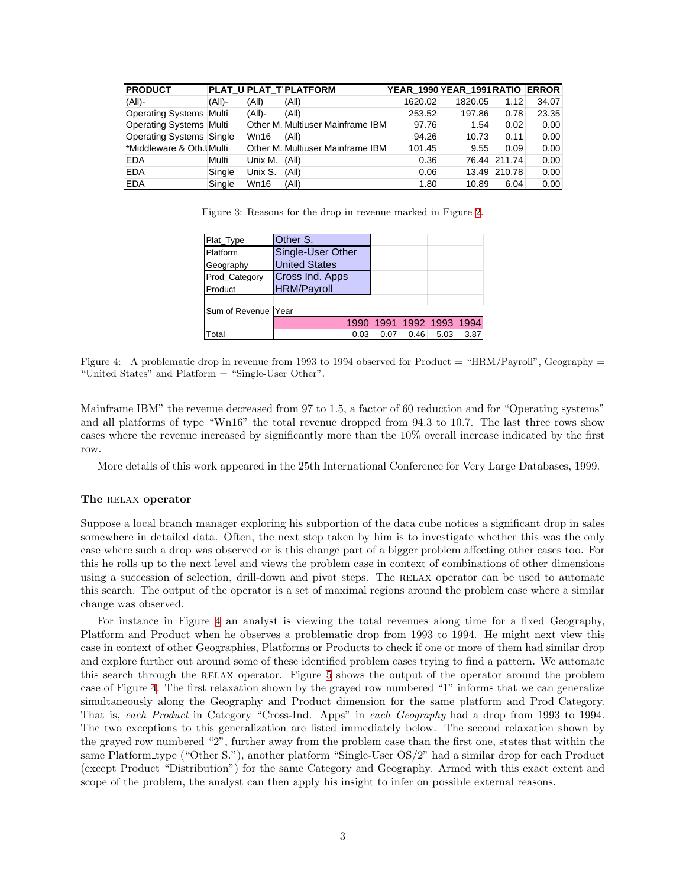| PRODUCT | PLAT_U | PLAT_T | PLATFORM | YEAR_1990 | YEAR_1991 | RATIO | ERROR |
|---|---|---|---|---|---|---|---|
| (All)- | (All)- | (All) | (All) | 1620.02 | 1820.05 | 1.12 | 34.07 |
| Operating Systems | Multi | (All)- | (All) | 253.52 | 197.86 | 0.78 | 23.35 |
| Operating Systems | Multi | Other M. | Multiuser Mainframe IBM | 97.76 | 1.54 | 0.02 | 0.00 |
| Operating Systems | Single | Wn16 | (All) | 94.26 | 10.73 | 0.11 | 0.00 |
| *Middleware & Oth.\| | Multi | Other M. | Multiuser Mainframe IBM | 101.45 | 9.55 | 0.09 | 0.00 |
| EDA | Multi | Unix M. | (All) | 0.36 | 76.44 | 211.74 | 0.00 |
| EDA | Single | Unix S. | (All) | 0.06 | 13.49 | 210.78 | 0.00 |
| EDA | Single | Wn16 | (All) | 1.80 | 10.89 | 6.04 | 0.00 |

Figure 3: Reasons for the drop in revenue marked in Figure 2.

| Plat_Type | Other S. | | | | |
|---|---|---|---|---|---|
| Platform | Single-User Other | | | | |
| Geography | United States | | | | |
| Prod_Category | Cross Ind. Apps | | | | |
| Product | HRM/Payroll | | | | |
| | | | | | |
| Sum of Revenue | Year | | | | |
| | 1990 | 1991 | 1992 | 1993 | 1994 |
| Total | 0.03 | 0.07 | 0.46 | 5.03 | 3.87 |

Figure 4: A problematic drop in revenue from 1993 to 1994 observed for Product = "HRM/Payroll", Geography = "United States" and Platform = "Single-User Other".

Mainframe IBM" the revenue decreased from 97 to 1.5, a factor of 60 reduction and for "Operating systems" and all platforms of type "Wn16" the total revenue dropped from 94.3 to 10.7. The last three rows show cases where the revenue increased by significantly more than the 10% overall increase indicated by the first row.

More details of this work appeared in the 25th International Conference for Very Large Databases, 1999.

### The RELAX operator

Suppose a local branch manager exploring his subportion of the data cube notices a significant drop in sales somewhere in detailed data. Often, the next step taken by him is to investigate whether this was the only case where such a drop was observed or is this change part of a bigger problem affecting other cases too. For this he rolls up to the next level and views the problem case in context of combinations of other dimensions using a succession of selection, drill-down and pivot steps. The RELAX operator can be used to automate this search. The output of the operator is a set of maximal regions around the problem case where a similar change was observed.

For instance in Figure 4 an analyst is viewing the total revenues along time for a fixed Geography, Platform and Product when he observes a problematic drop from 1993 to 1994. He might next view this case in context of other Geographies, Platforms or Products to check if one or more of them had similar drop and explore further out around some of these identified problem cases trying to find a pattern. We automate this search through the RELAX operator. Figure 5 shows the output of the operator around the problem case of Figure 4. The first relaxation shown by the grayed row numbered "1" informs that we can generalize simultaneously along the Geography and Product dimension for the same platform and Prod_Category. That is, *each Product* in Category "Cross-Ind. Apps" in *each Geography* had a drop from 1993 to 1994. The two exceptions to this generalization are listed immediately below. The second relaxation shown by the grayed row numbered "2", further away from the problem case than the first one, states that within the same Platform_type ("Other S."), another platform "Single-User OS/2" had a similar drop for each Product (except Product "Distribution") for the same Category and Geography. Armed with this exact extent and scope of the problem, the analyst can then apply his insight to infer on possible external reasons.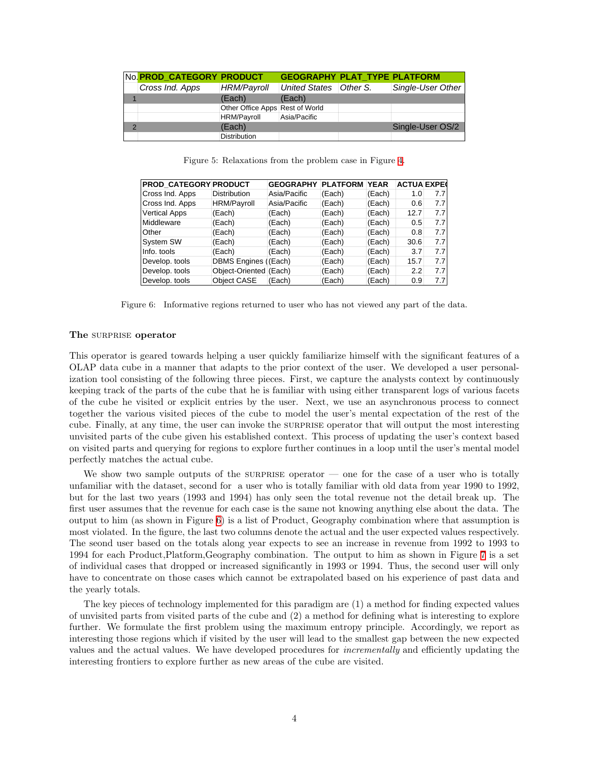| No. | PROD_CATEGORY | PRODUCT | GEOGRAPHY | PLAT_TYPE | PLATFORM |
|---|---|---|---|---|---|
| | Cross Ind. Apps | HRM/Payroll | United States | Other S. | Single-User Other |
| 1 | | (Each) | (Each) | | |
| | | Other Office Apps | Rest of World | | |
| | | HRM/Payroll | Asia/Pacific | | |
| 2 | | (Each) | | | Single-User OS/2 |
| | | Distribution | | | |

Figure 5: Relaxations from the problem case in Figure 4.

| PROD_CATEGORY | PRODUCT | GEOGRAPHY | PLATFORM | YEAR | ACTUA | EXPE( |
|---|---|---|---|---|---|---|
| Cross Ind. Apps | Distribution | Asia/Pacific | (Each) | (Each) | 1.0 | 7.7 |
| Cross Ind. Apps | HRM/Payroll | Asia/Pacific | (Each) | (Each) | 0.6 | 7.7 |
| Vertical Apps | (Each) | (Each) | (Each) | (Each) | 12.7 | 7.7 |
| Middleware | (Each) | (Each) | (Each) | (Each) | 0.5 | 7.7 |
| Other | (Each) | (Each) | (Each) | (Each) | 0.8 | 7.7 |
| System SW | (Each) | (Each) | (Each) | (Each) | 30.6 | 7.7 |
| Info. tools | (Each) | (Each) | (Each) | (Each) | 3.7 | 7.7 |
| Develop. tools | DBMS Engines ( | (Each) | (Each) | (Each) | 15.7 | 7.7 |
| Develop. tools | Object-Oriented | (Each) | (Each) | (Each) | 2.2 | 7.7 |
| Develop. tools | Object CASE | (Each) | (Each) | (Each) | 0.9 | 7.7 |

Figure 6: Informative regions returned to user who has not viewed any part of the data.

### The SURPRISE operator

This operator is geared towards helping a user quickly familiarize himself with the significant features of a OLAP data cube in a manner that adapts to the prior context of the user. We developed a user personalization tool consisting of the following three pieces. First, we capture the analysts context by continuously keeping track of the parts of the cube that he is familiar with using either transparent logs of various facets of the cube he visited or explicit entries by the user. Next, we use an asynchronous process to connect together the various visited pieces of the cube to model the user's mental expectation of the rest of the cube. Finally, at any time, the user can invoke the SURPRISE operator that will output the most interesting unvisited parts of the cube given his established context. This process of updating the user's context based on visited parts and querying for regions to explore further continues in a loop until the user's mental model perfectly matches the actual cube.

We show two sample outputs of the SURPRISE operator — one for the case of a user who is totally unfamiliar with the dataset, second for a user who is totally familiar with old data from year 1990 to 1992, but for the last two years (1993 and 1994) has only seen the total revenue not the detail break up. The first user assumes that the revenue for each case is the same not knowing anything else about the data. The output to him (as shown in Figure 6) is a list of Product, Geography combination where that assumption is most violated. In the figure, the last two columns denote the actual and the user expected values respectively. The seond user based on the totals along year expects to see an increase in revenue from 1992 to 1993 to 1994 for each Product,Platform,Geography combination. The output to him as shown in Figure 7 is a set of individual cases that dropped or increased significantly in 1993 or 1994. Thus, the second user will only have to concentrate on those cases which cannot be extrapolated based on his experience of past data and the yearly totals.

The key pieces of technology implemented for this paradigm are (1) a method for finding expected values of unvisited parts from visited parts of the cube and (2) a method for defining what is interesting to explore further. We formulate the first problem using the maximum entropy principle. Accordingly, we report as interesting those regions which if visited by the user will lead to the smallest gap between the new expected values and the actual values. We have developed procedures for *incrementally* and efficiently updating the interesting frontiers to explore further as new areas of the cube are visited.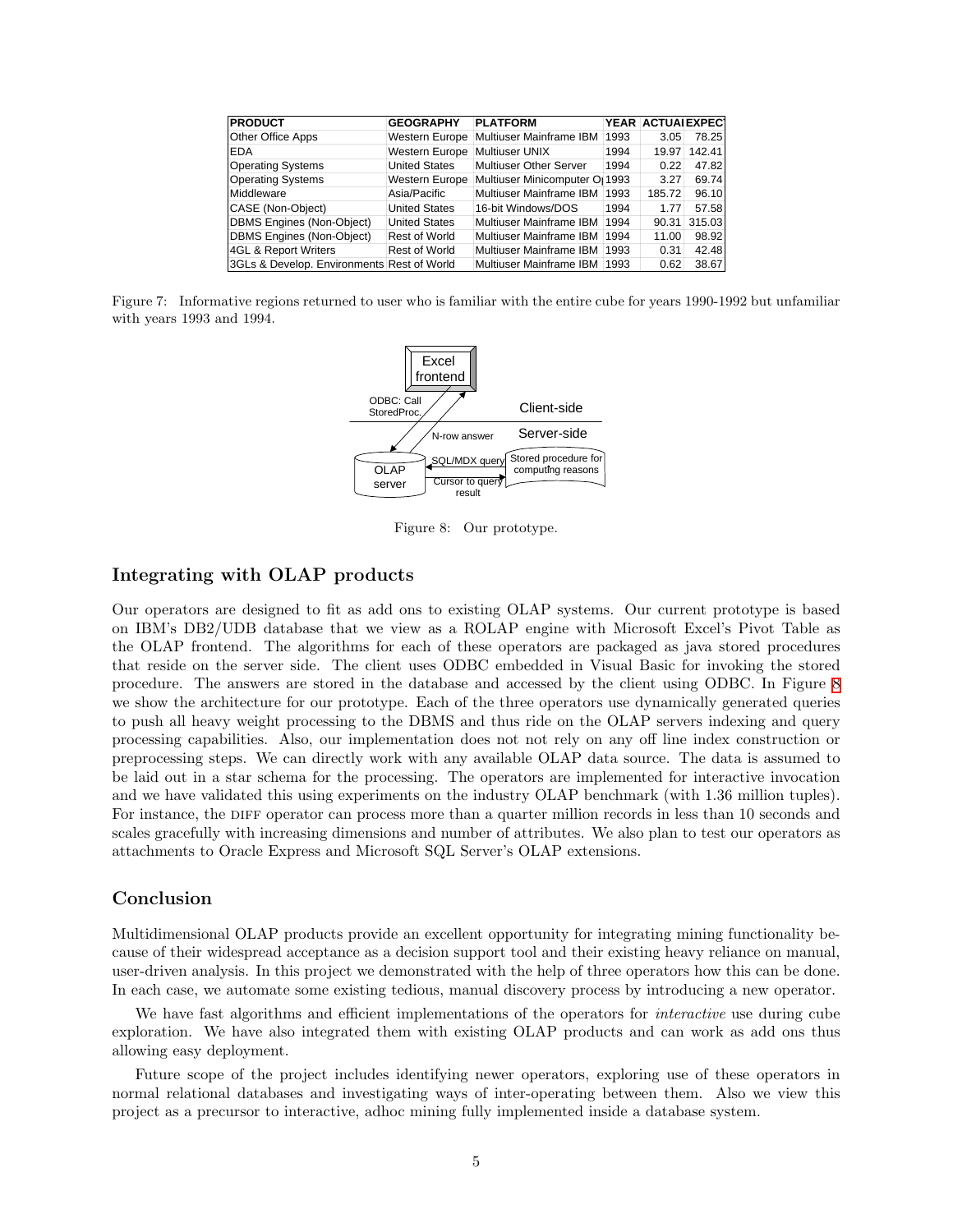| PRODUCT | GEOGRAPHY | PLATFORM | YEAR | ACTUAL | EXPEC |
| --- | --- | --- | --- | --- | --- |
| Other Office Apps | Western Europe | Multiuser Mainframe IBM | 1993 | 3.05 | 78.25 |
| EDA | Western Europe | Multiuser UNIX | 1994 | 19.97 | 142.41 |
| Operating Systems | United States | Multiuser Other Server | 1994 | 0.22 | 47.82 |
| Operating Systems | Western Europe | Multiuser Minicomputer O | 1993 | 3.27 | 69.74 |
| Middleware | Asia/Pacific | Multiuser Mainframe IBM | 1993 | 185.72 | 96.10 |
| CASE (Non-Object) | United States | 16-bit Windows/DOS | 1994 | 1.77 | 57.58 |
| DBMS Engines (Non-Object) | United States | Multiuser Mainframe IBM | 1994 | 90.31 | 315.03 |
| DBMS Engines (Non-Object) | Rest of World | Multiuser Mainframe IBM | 1994 | 11.00 | 98.92 |
| 4GL & Report Writers | Rest of World | Multiuser Mainframe IBM | 1993 | 0.31 | 42.48 |
| 3GLs & Develop. Environments | Rest of World | Multiuser Mainframe IBM | 1993 | 0.62 | 38.67 |

Figure 7: Informative regions returned to user who is familiar with the entire cube for years 1990-1992 but unfamiliar with years 1993 and 1994.

Excel frontend

ODBC: Call StoredProc.

N-row answer

Client-side

Server-side

OLAP server

SQL/MDX query

Cursor to query result

Stored procedure for computing reasons

Figure 8: Our prototype.

## Integrating with OLAP products

Our operators are designed to fit as add ons to existing OLAP systems. Our current prototype is based on IBM's DB2/UDB database that we view as a ROLAP engine with Microsoft Excel's Pivot Table as the OLAP frontend. The algorithms for each of these operators are packaged as java stored procedures that reside on the server side. The client uses ODBC embedded in Visual Basic for invoking the stored procedure. The answers are stored in the database and accessed by the client using ODBC. In Figure 8 we show the architecture for our prototype. Each of the three operators use dynamically generated queries to push all heavy weight processing to the DBMS and thus ride on the OLAP servers indexing and query processing capabilities. Also, our implementation does not not rely on any off line index construction or preprocessing steps. We can directly work with any available OLAP data source. The data is assumed to be laid out in a star schema for the processing. The operators are implemented for interactive invocation and we have validated this using experiments on the industry OLAP benchmark (with 1.36 million tuples). For instance, the DIFF operator can process more than a quarter million records in less than 10 seconds and scales gracefully with increasing dimensions and number of attributes. We also plan to test our operators as attachments to Oracle Express and Microsoft SQL Server's OLAP extensions.

## Conclusion

Multidimensional OLAP products provide an excellent opportunity for integrating mining functionality because of their widespread acceptance as a decision support tool and their existing heavy reliance on manual, user-driven analysis. In this project we demonstrated with the help of three operators how this can be done. In each case, we automate some existing tedious, manual discovery process by introducing a new operator.

We have fast algorithms and efficient implementations of the operators for *interactive* use during cube exploration. We have also integrated them with existing OLAP products and can work as add ons thus allowing easy deployment.

Future scope of the project includes identifying newer operators, exploring use of these operators in normal relational databases and investigating ways of inter-operating between them. Also we view this project as a precursor to interactive, adhoc mining fully implemented inside a database system.